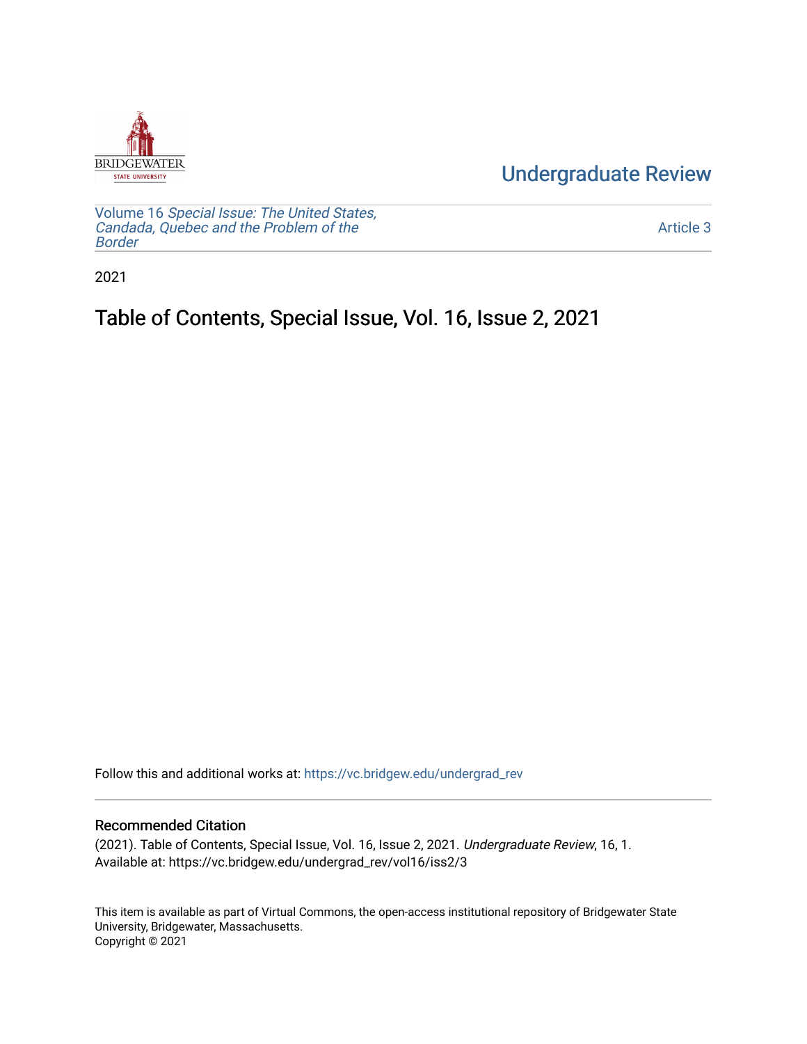Undergraduate Review

Volume 16 *Special Issue: The United States, Candada, Quebec and the Problem of the Border*

Article 3

2021

# Table of Contents, Special Issue, Vol. 16, Issue 2, 2021

Follow this and additional works at: https://vc.bridgew.edu/undergrad_rev

## Recommended Citation

(2021). Table of Contents, Special Issue, Vol. 16, Issue 2, 2021. *Undergraduate Review*, 16, 1.
Available at: https://vc.bridgew.edu/undergrad_rev/vol16/iss2/3

This item is available as part of Virtual Commons, the open-access institutional repository of Bridgewater State University, Bridgewater, Massachusetts.
Copyright © 2021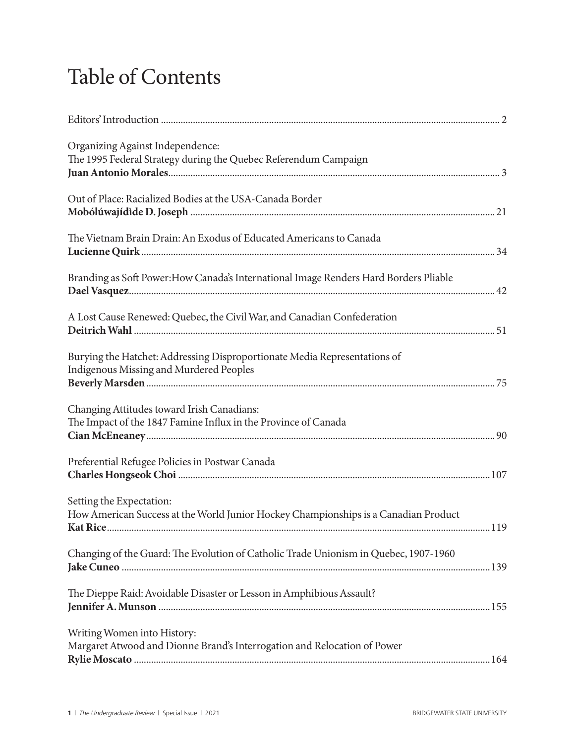# Table of Contents

Editors' Introduction ........................................................................................................................................ 2

Organizing Against Independence:
The 1995 Federal Strategy during the Quebec Referendum Campaign
**Juan Antonio Morales**..................................................................................................................................... 3

Out of Place: Racialized Bodies at the USA-Canada Border
**Mobólúwajídìde D. Joseph** .......................................................................................................................... 21

The Vietnam Brain Drain: An Exodus of Educated Americans to Canada
**Lucienne Quirk**............................................................................................................................................. 34

Branding as Soft Power:How Canada's International Image Renders Hard Borders Pliable
**Dael Vasquez**.................................................................................................................................................. 42

A Lost Cause Renewed: Quebec, the Civil War, and Canadian Confederation
**Deitrich Wahl** ................................................................................................................................................ 51

Burying the Hatchet: Addressing Disproportionate Media Representations of
Indigenous Missing and Murdered Peoples
**Beverly Marsden**........................................................................................................................................... 75

Changing Attitudes toward Irish Canadians:
The Impact of the 1847 Famine Influx in the Province of Canada
**Cian McEneaney**........................................................................................................................................... 90

Preferential Refugee Policies in Postwar Canada
**Charles Hongseok Choi** ............................................................................................................................. 107

Setting the Expectation:
How American Success at the World Junior Hockey Championships is a Canadian Product
**Kat Rice**......................................................................................................................................................... 119

Changing of the Guard: The Evolution of Catholic Trade Unionism in Quebec, 1907-1960
**Jake Cuneo** ................................................................................................................................................... 139

The Dieppe Raid: Avoidable Disaster or Lesson in Amphibious Assault?
**Jennifer A. Munson** ..................................................................................................................................... 155

Writing Women into History:
Margaret Atwood and Dionne Brand's Interrogation and Relocation of Power
**Rylie Moscato** .............................................................................................................................................. 164